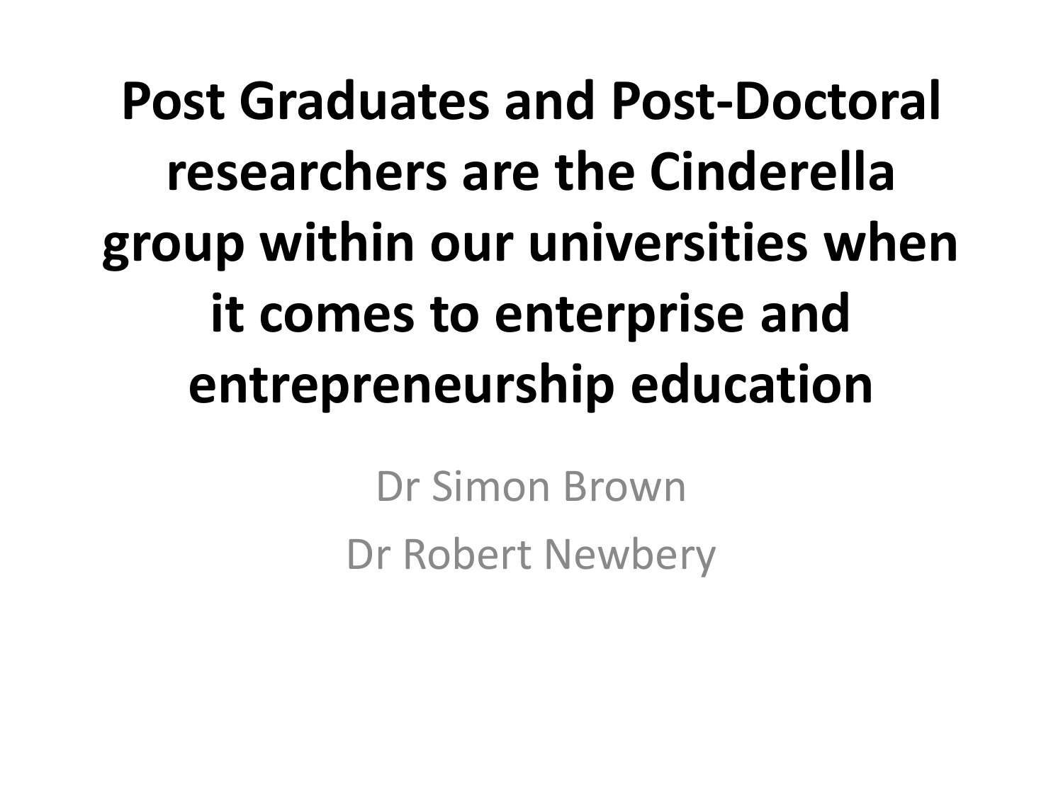# Post Graduates and Post-Doctoral researchers are the Cinderella group within our universities when it comes to enterprise and entrepreneurship education

Dr Simon Brown

Dr Robert Newbery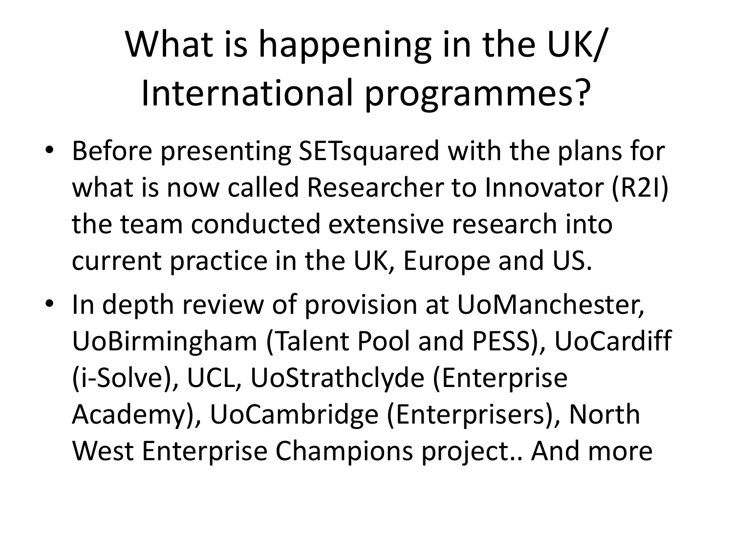# What is happening in the UK/ International programmes?

- Before presenting SETsquared with the plans for what is now called Researcher to Innovator (R2I) the team conducted extensive research into current practice in the UK, Europe and US.
- In depth review of provision at UoManchester, UoBirmingham (Talent Pool and PESS), UoCardiff (i-Solve), UCL, UoStrathclyde (Enterprise Academy), UoCambridge (Enterprisers), North West Enterprise Champions project.. And more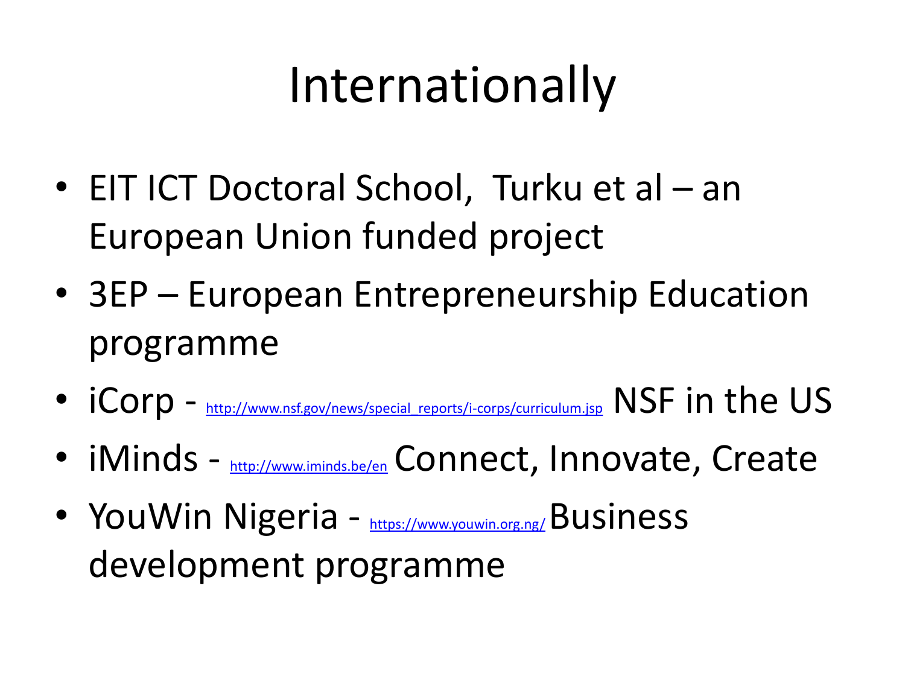# Internationally

- EIT ICT Doctoral School, Turku et al – an European Union funded project
- 3EP – European Entrepreneurship Education programme
- iCorp - http://www.nsf.gov/news/special_reports/i-corps/curriculum.jsp NSF in the US
- iMinds - http://www.iminds.be/en Connect, Innovate, Create
- YouWin Nigeria - https://www.youwin.org.ng/ Business development programme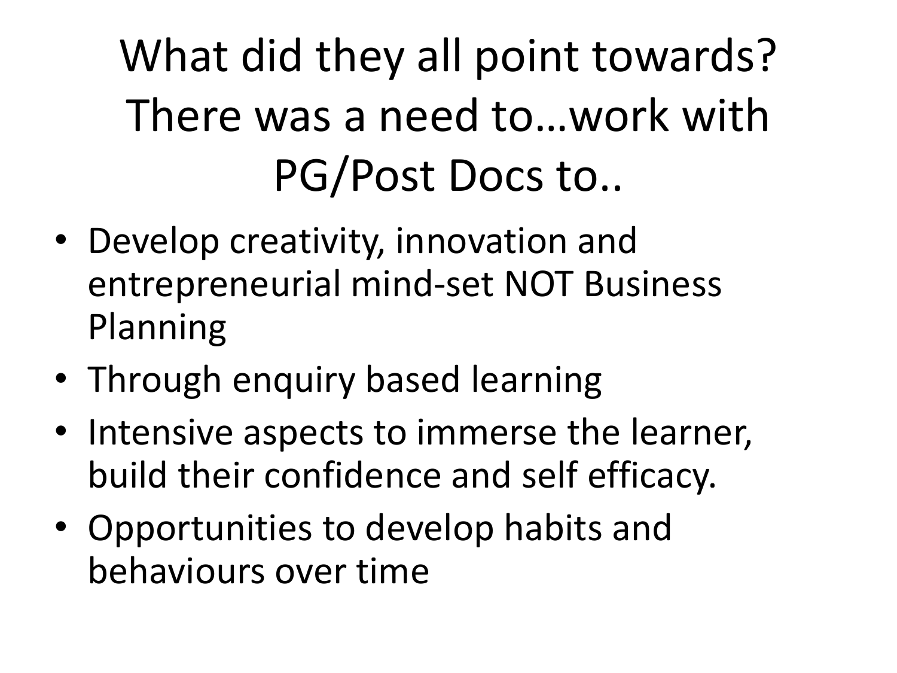# What did they all point towards? There was a need to…work with PG/Post Docs to..

- Develop creativity, innovation and entrepreneurial mind-set NOT Business Planning
- Through enquiry based learning
- Intensive aspects to immerse the learner, build their confidence and self efficacy.
- Opportunities to develop habits and behaviours over time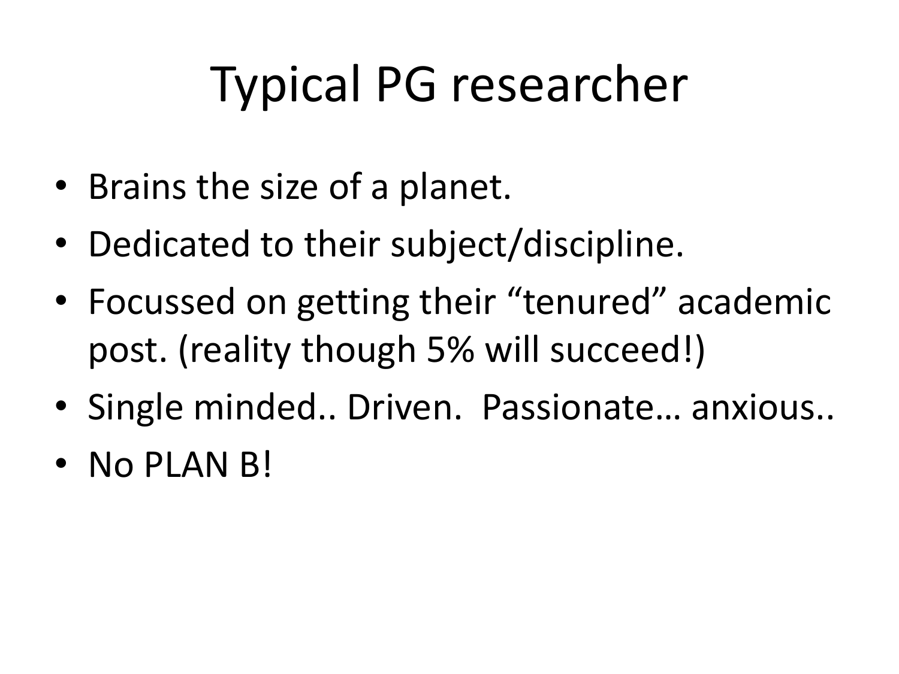# Typical PG researcher

- Brains the size of a planet.
- Dedicated to their subject/discipline.
- Focussed on getting their "tenured" academic post. (reality though 5% will succeed!)
- Single minded.. Driven. Passionate… anxious..
- No PLAN B!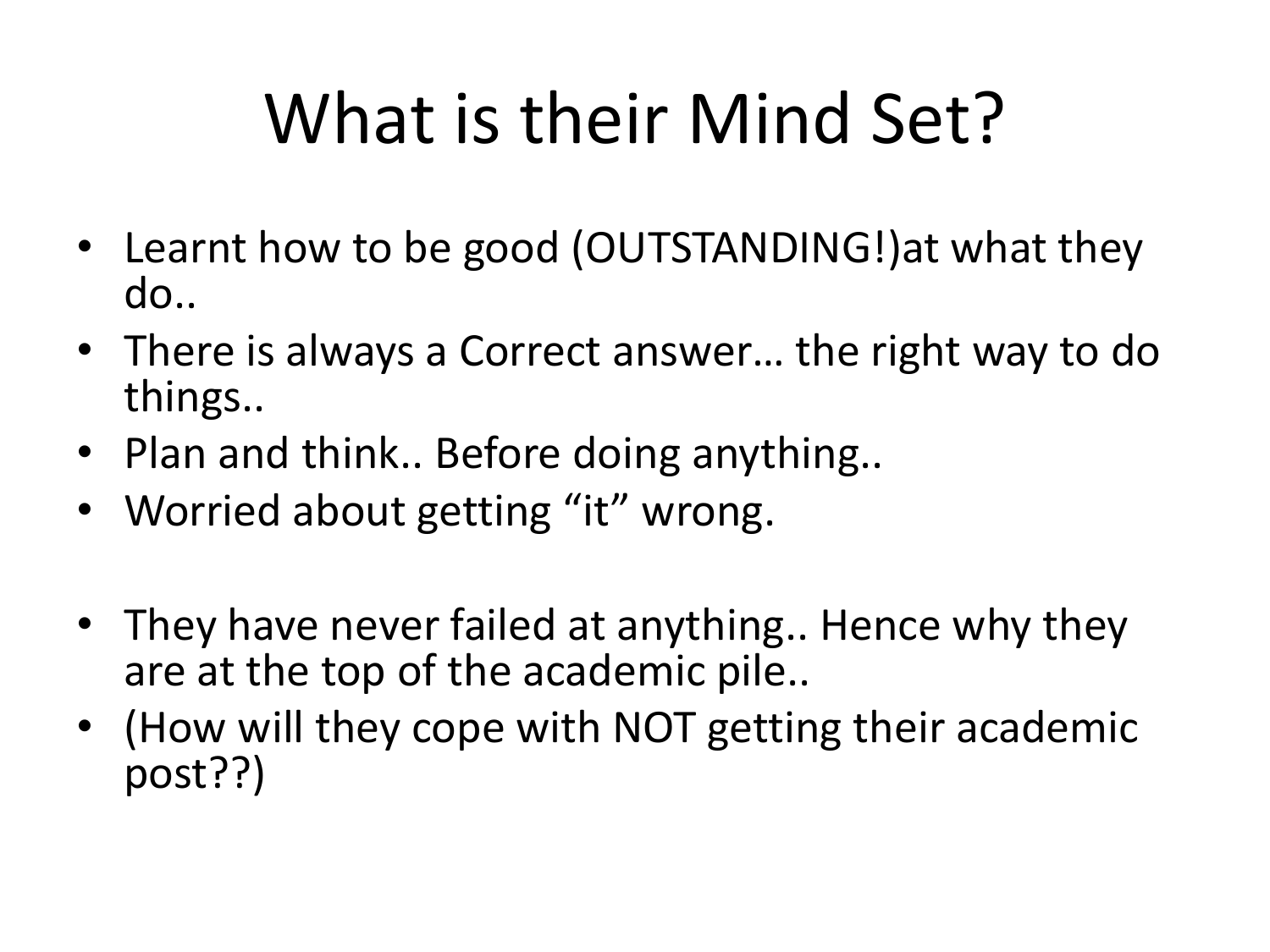# What is their Mind Set?

- Learnt how to be good (OUTSTANDING!)at what they do..
- There is always a Correct answer… the right way to do things..
- Plan and think.. Before doing anything..
- Worried about getting "it" wrong.

- They have never failed at anything.. Hence why they are at the top of the academic pile..
- (How will they cope with NOT getting their academic post??)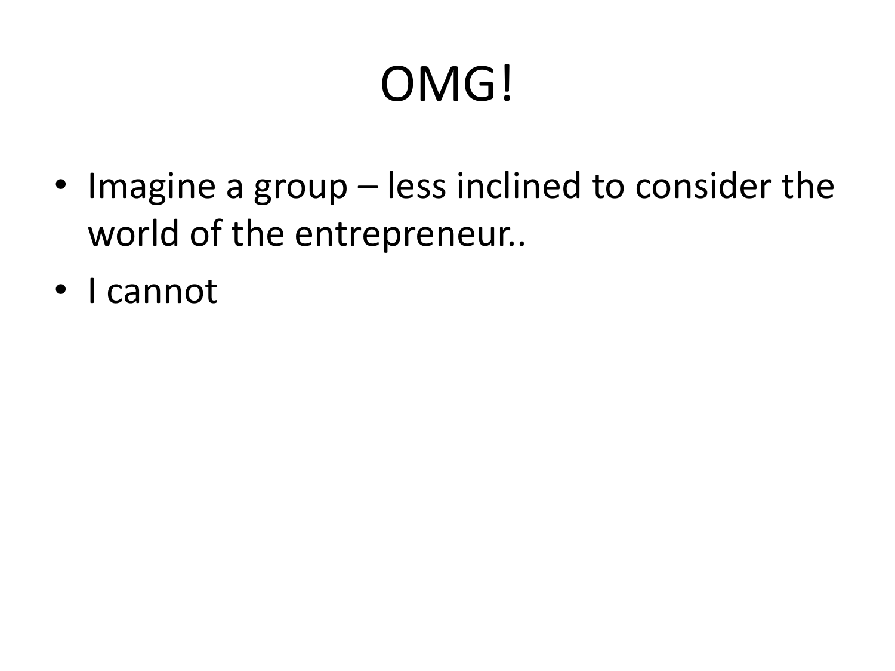# OMG!

- Imagine a group – less inclined to consider the world of the entrepreneur..
- I cannot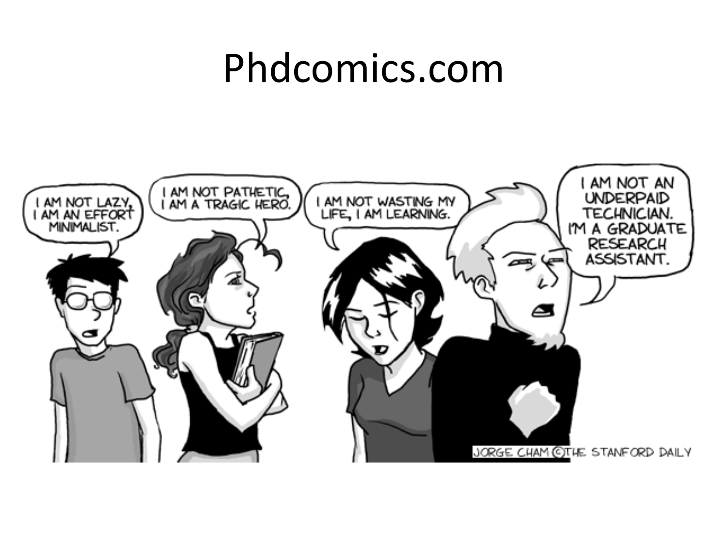# Phdcomics.com

I AM NOT LAZY, I AM AN EFFORT MINIMALIST.

I AM NOT PATHETIC, I AM A TRAGIC HERO.

I AM NOT WASTING MY LIFE, I AM LEARNING.

I AM NOT AN UNDERPAID TECHNICIAN. I'M A GRADUATE RESEARCH ASSISTANT.

JORGE CHAM © THE STANFORD DAILY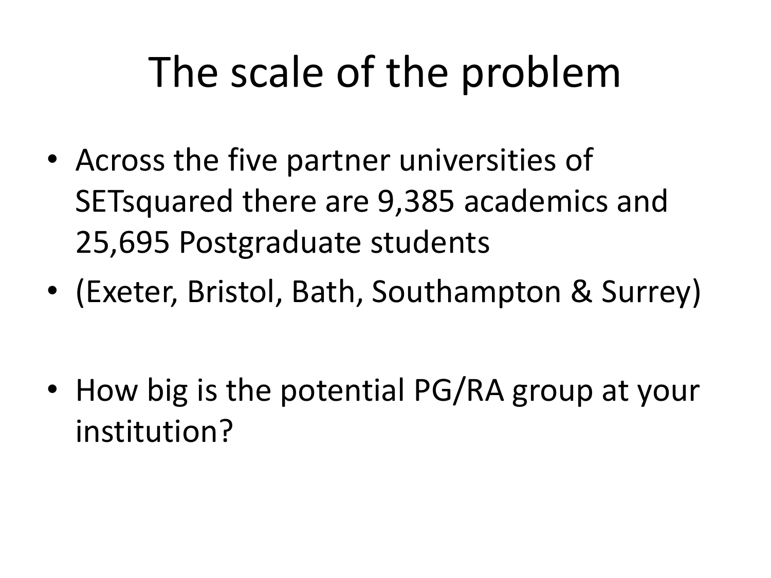# The scale of the problem

- Across the five partner universities of SETsquared there are 9,385 academics and 25,695 Postgraduate students
- (Exeter, Bristol, Bath, Southampton & Surrey)

- How big is the potential PG/RA group at your institution?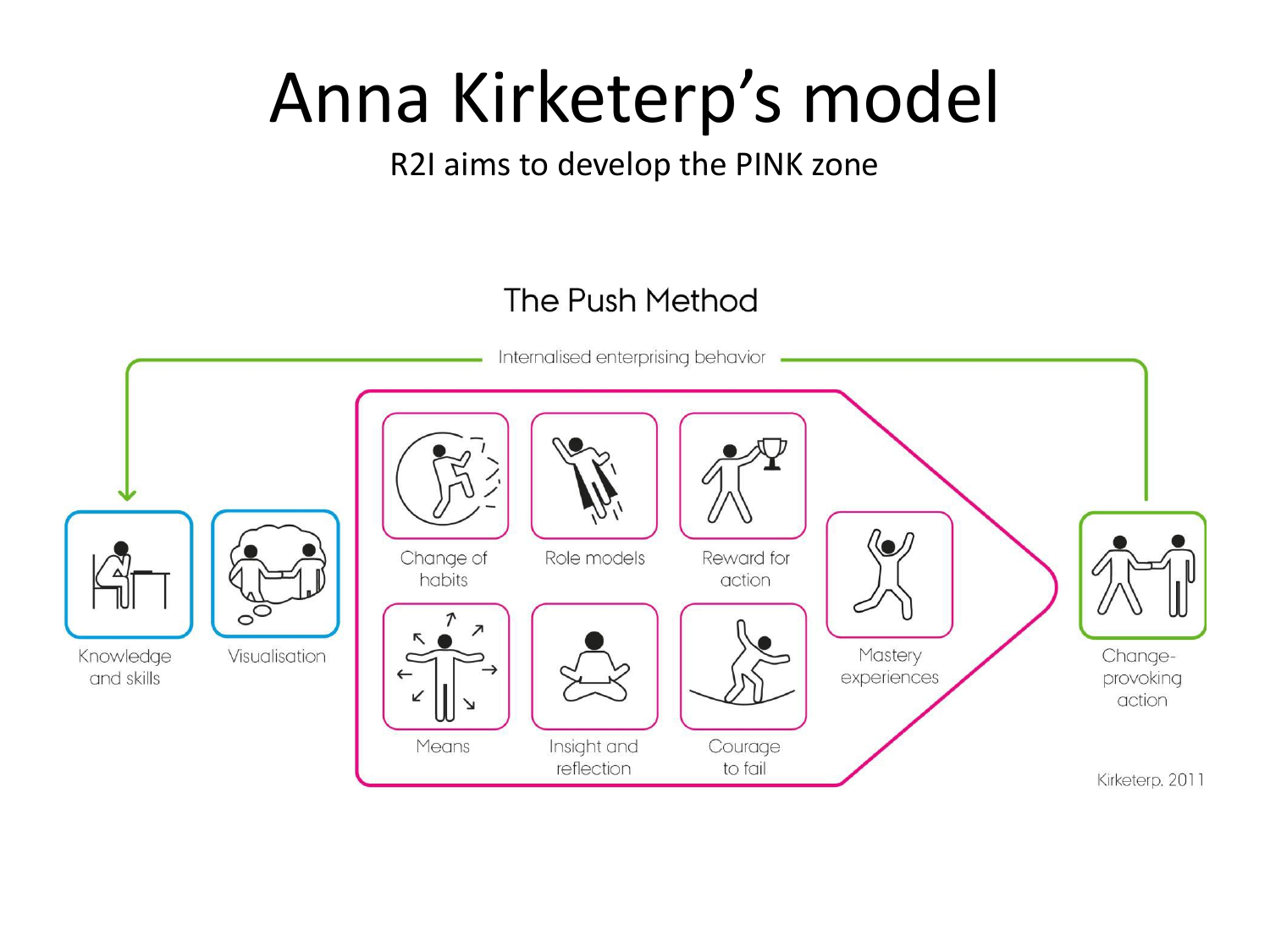# Anna Kirketerp's model

R2I aims to develop the PINK zone

The Push Method

Internalised enterprising behavior

Knowledge and skills

Visualisation

Change of habits

Role models

Reward for action

Means

Insight and reflection

Courage to fail

Mastery experiences

Change-provoking action

Kirketerp, 2011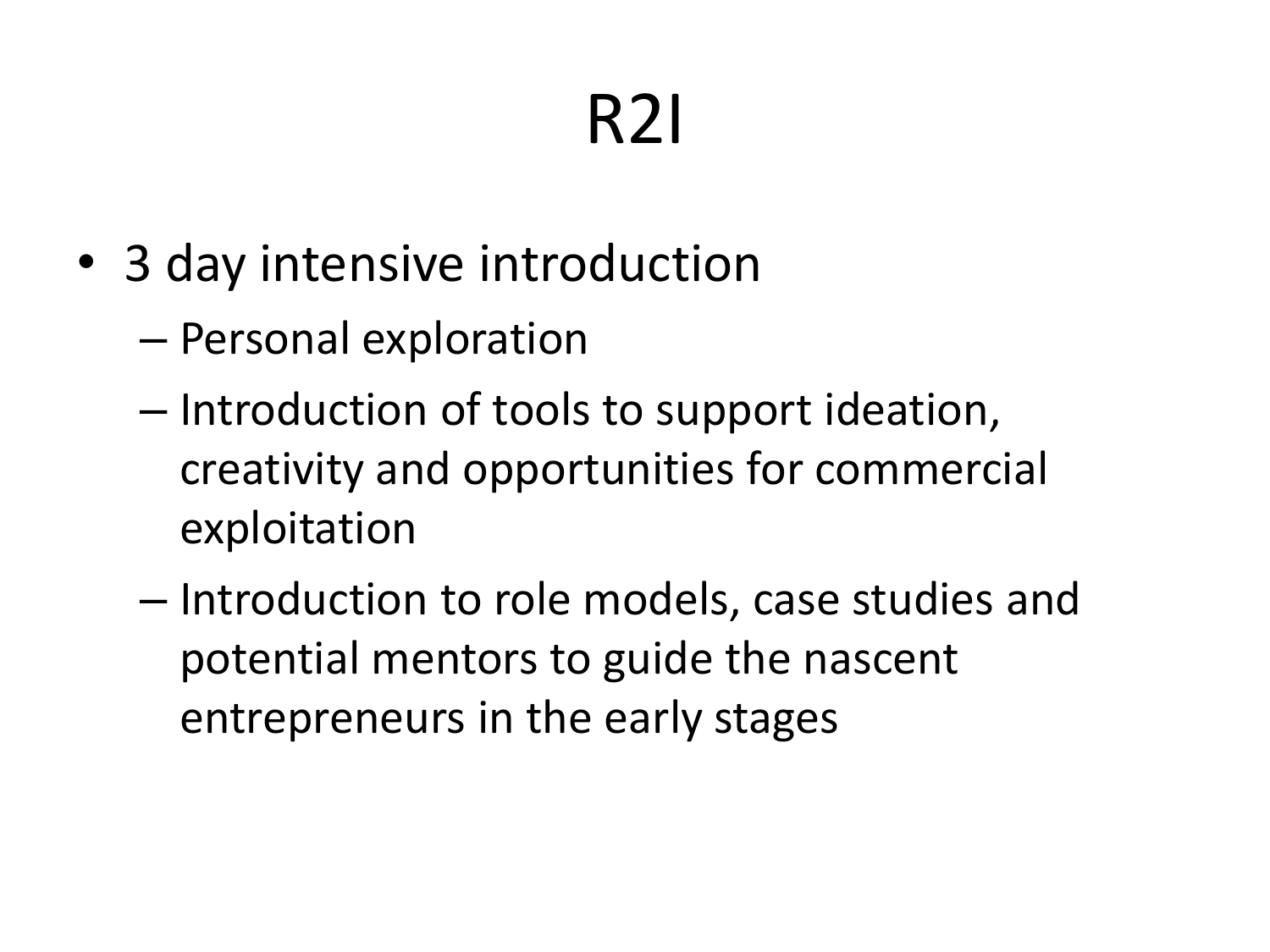# R2I

- 3 day intensive introduction
  - Personal exploration
  - Introduction of tools to support ideation, creativity and opportunities for commercial exploitation
  - Introduction to role models, case studies and potential mentors to guide the nascent entrepreneurs in the early stages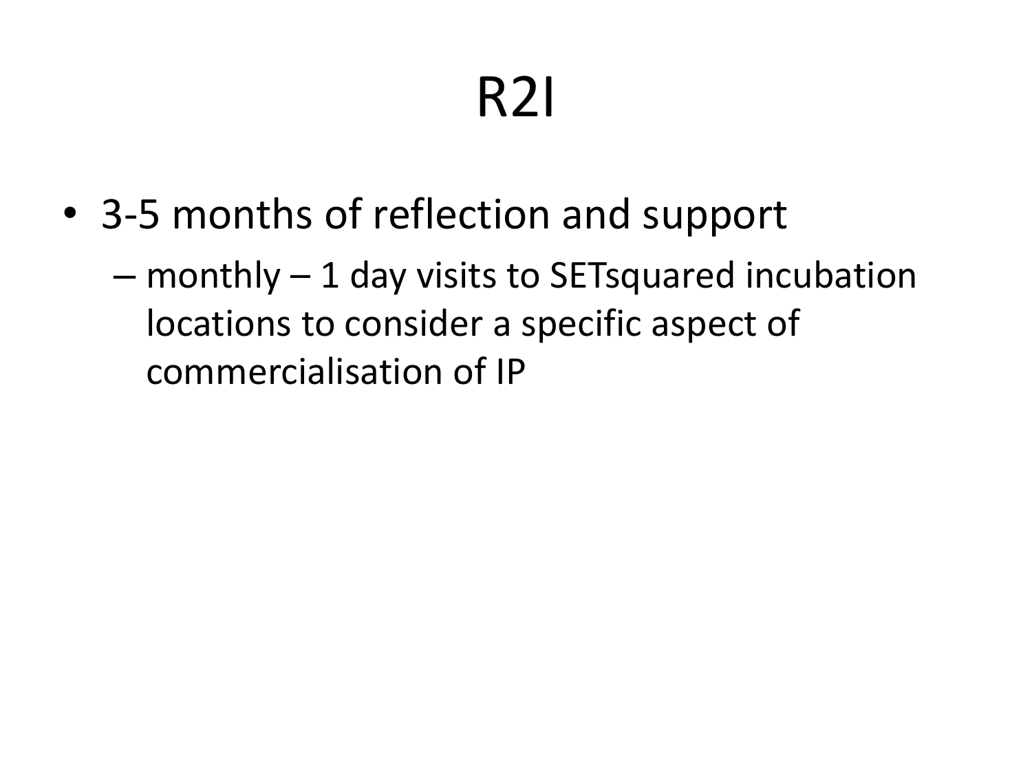# R2I

- 3-5 months of reflection and support
  - monthly – 1 day visits to SETsquared incubation locations to consider a specific aspect of commercialisation of IP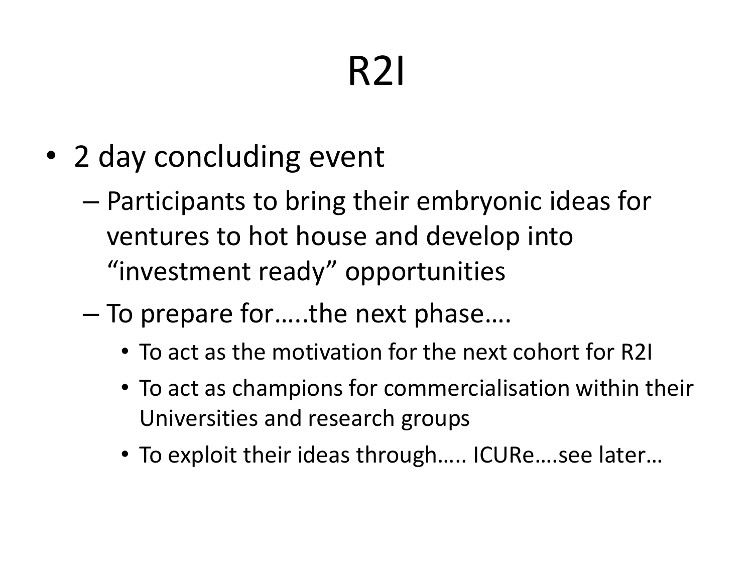# R2I

- 2 day concluding event
  - Participants to bring their embryonic ideas for ventures to hot house and develop into “investment ready” opportunities
  - To prepare for…..the next phase….
    - To act as the motivation for the next cohort for R2I
    - To act as champions for commercialisation within their Universities and research groups
    - To exploit their ideas through….. ICURe….see later…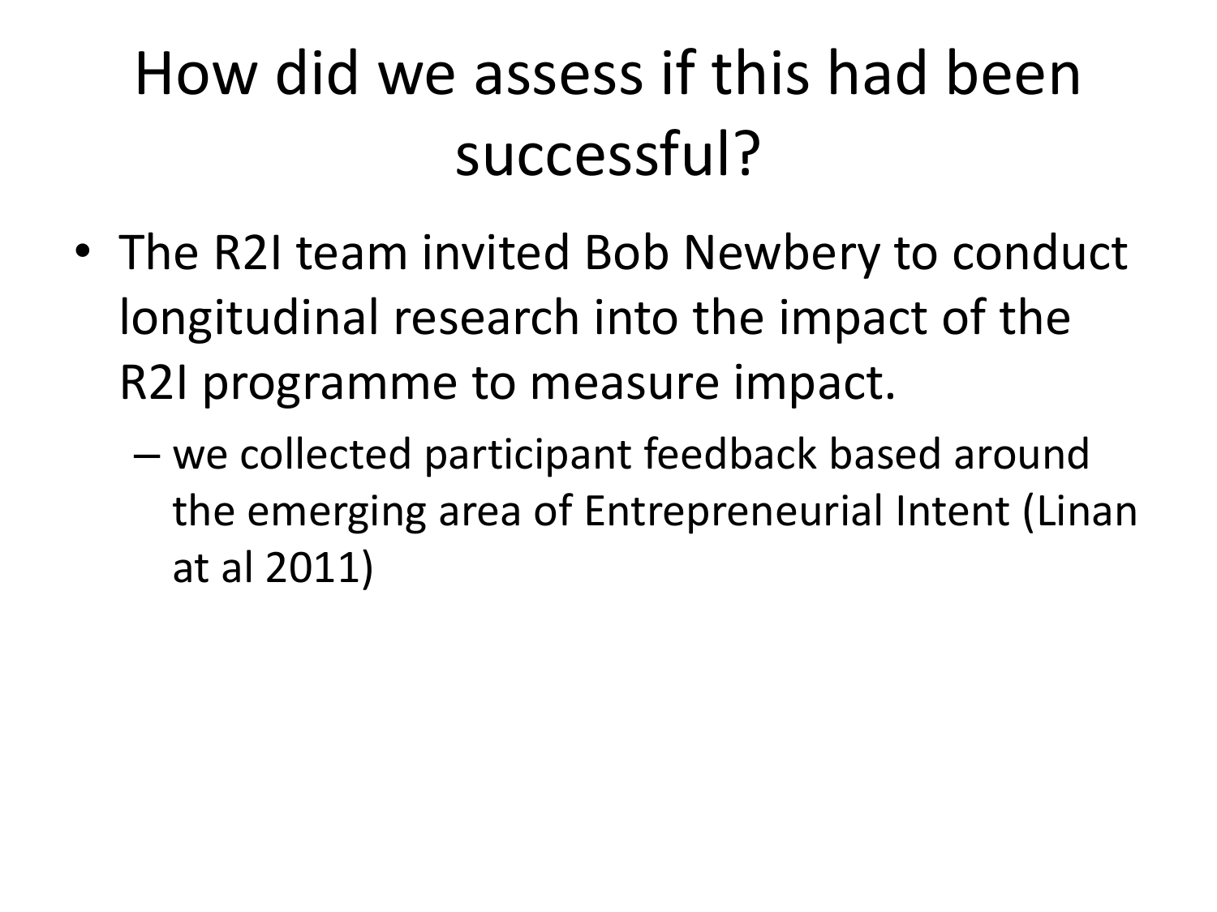# How did we assess if this had been successful?

- The R2I team invited Bob Newbery to conduct longitudinal research into the impact of the R2I programme to measure impact.
  - we collected participant feedback based around the emerging area of Entrepreneurial Intent (Linan at al 2011)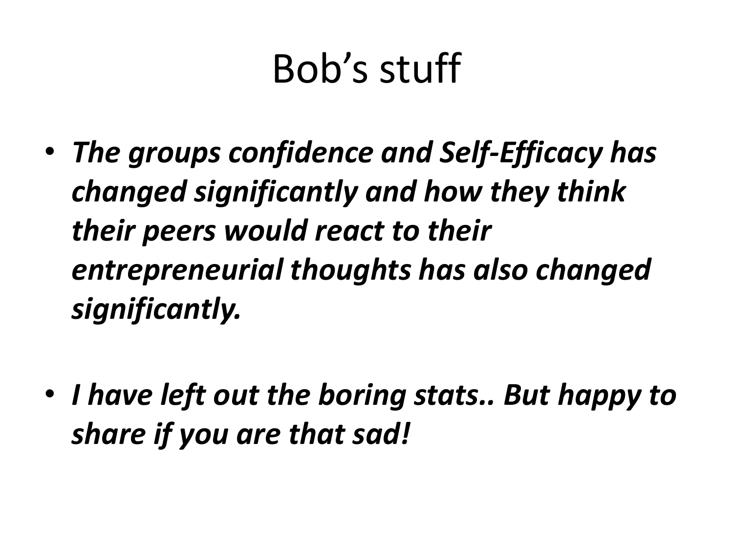# Bob's stuff

- ***The groups confidence and Self-Efficacy has changed significantly and how they think their peers would react to their entrepreneurial thoughts has also changed significantly.***

- ***I have left out the boring stats.. But happy to share if you are that sad!***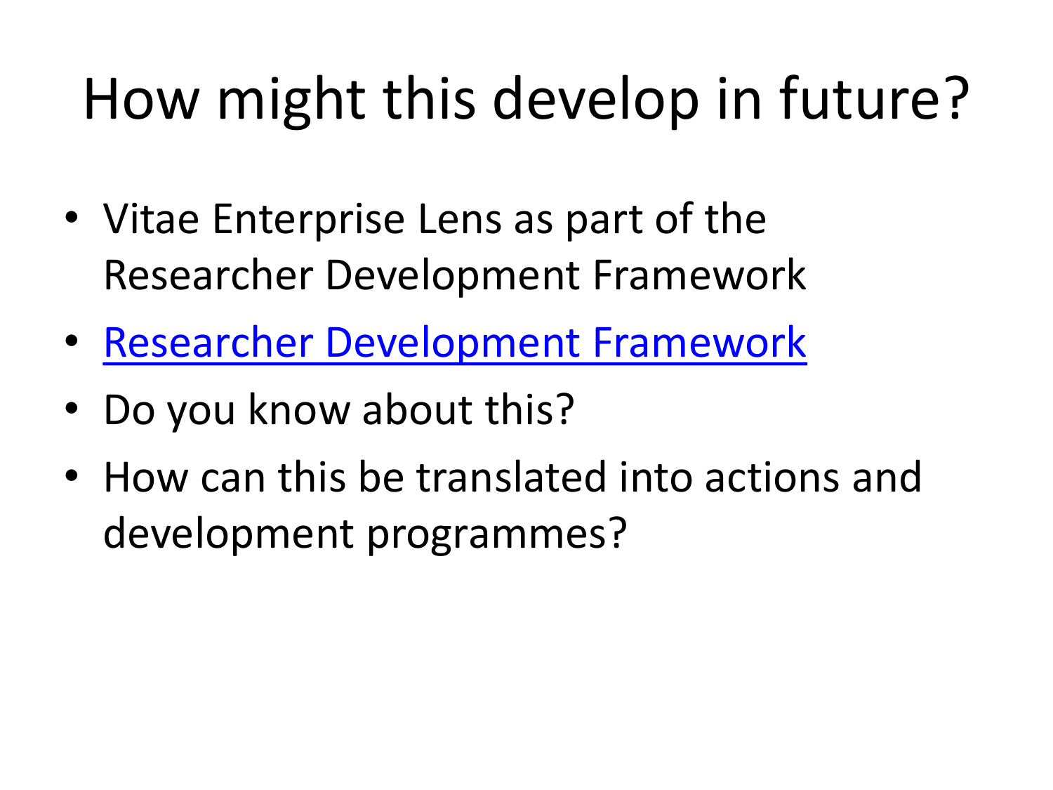# How might this develop in future?

- Vitae Enterprise Lens as part of the Researcher Development Framework
- Researcher Development Framework
- Do you know about this?
- How can this be translated into actions and development programmes?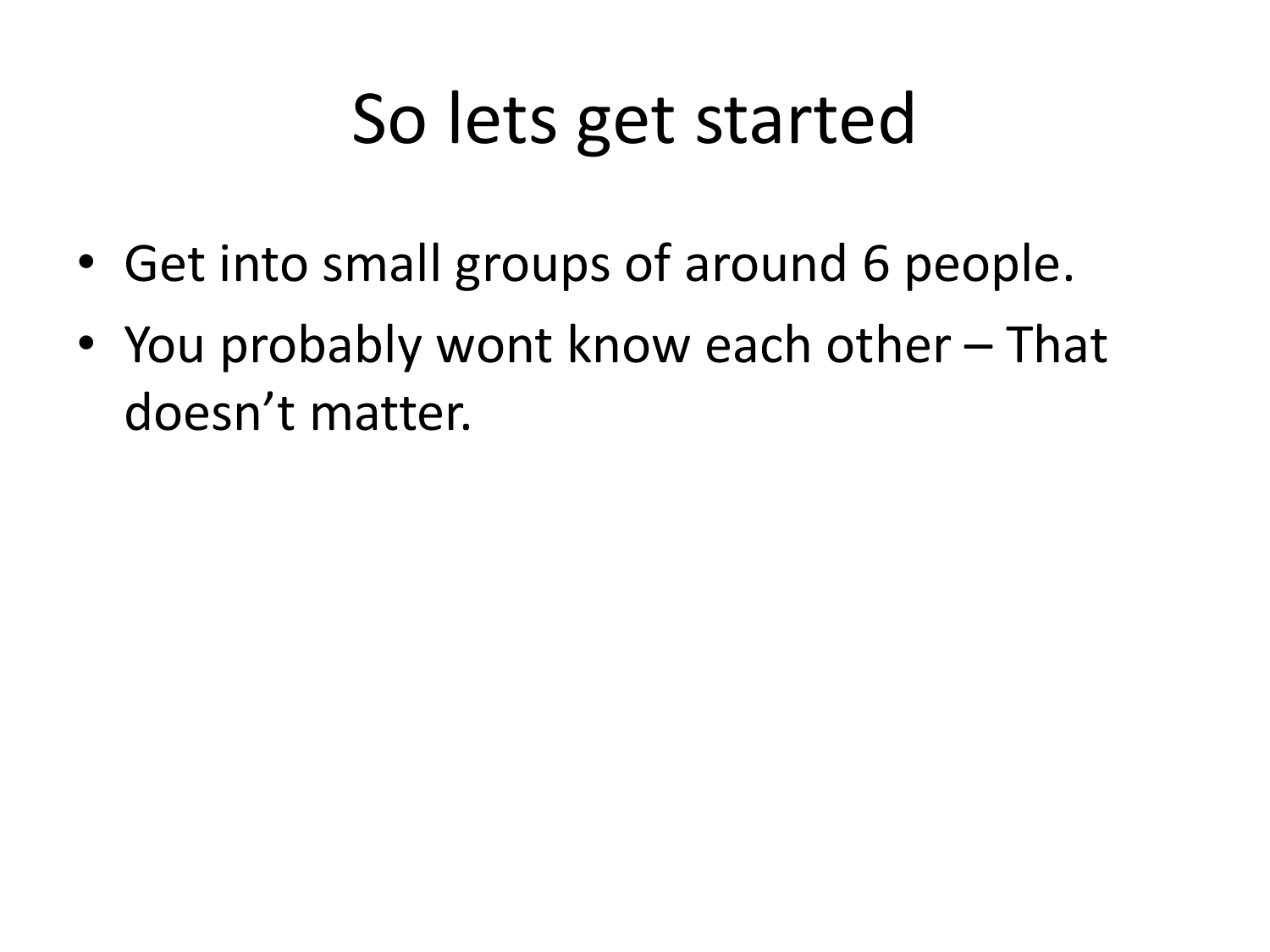# So lets get started

- Get into small groups of around 6 people.
- You probably wont know each other – That doesn’t matter.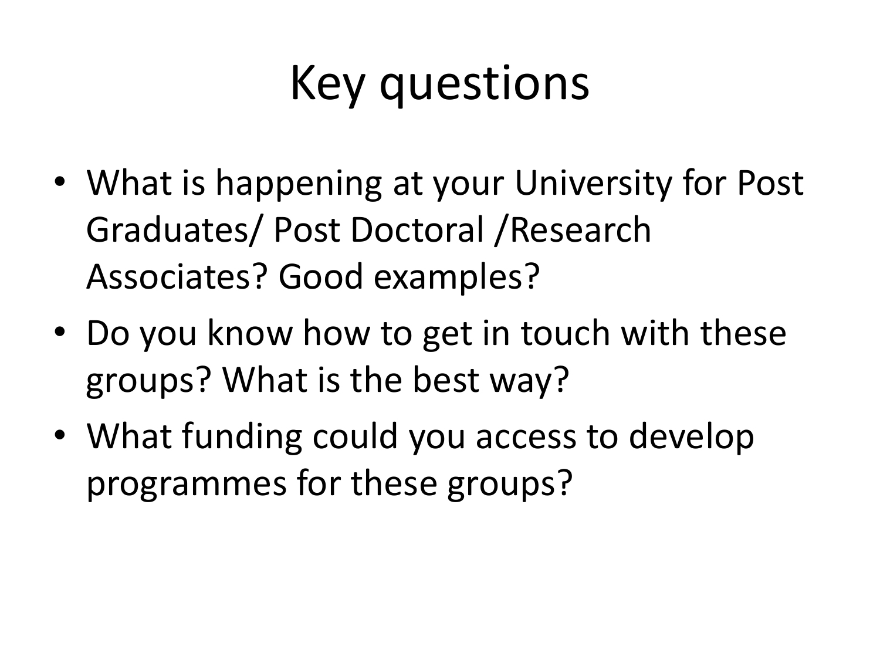# Key questions

- What is happening at your University for Post Graduates/ Post Doctoral /Research Associates? Good examples?
- Do you know how to get in touch with these groups? What is the best way?
- What funding could you access to develop programmes for these groups?